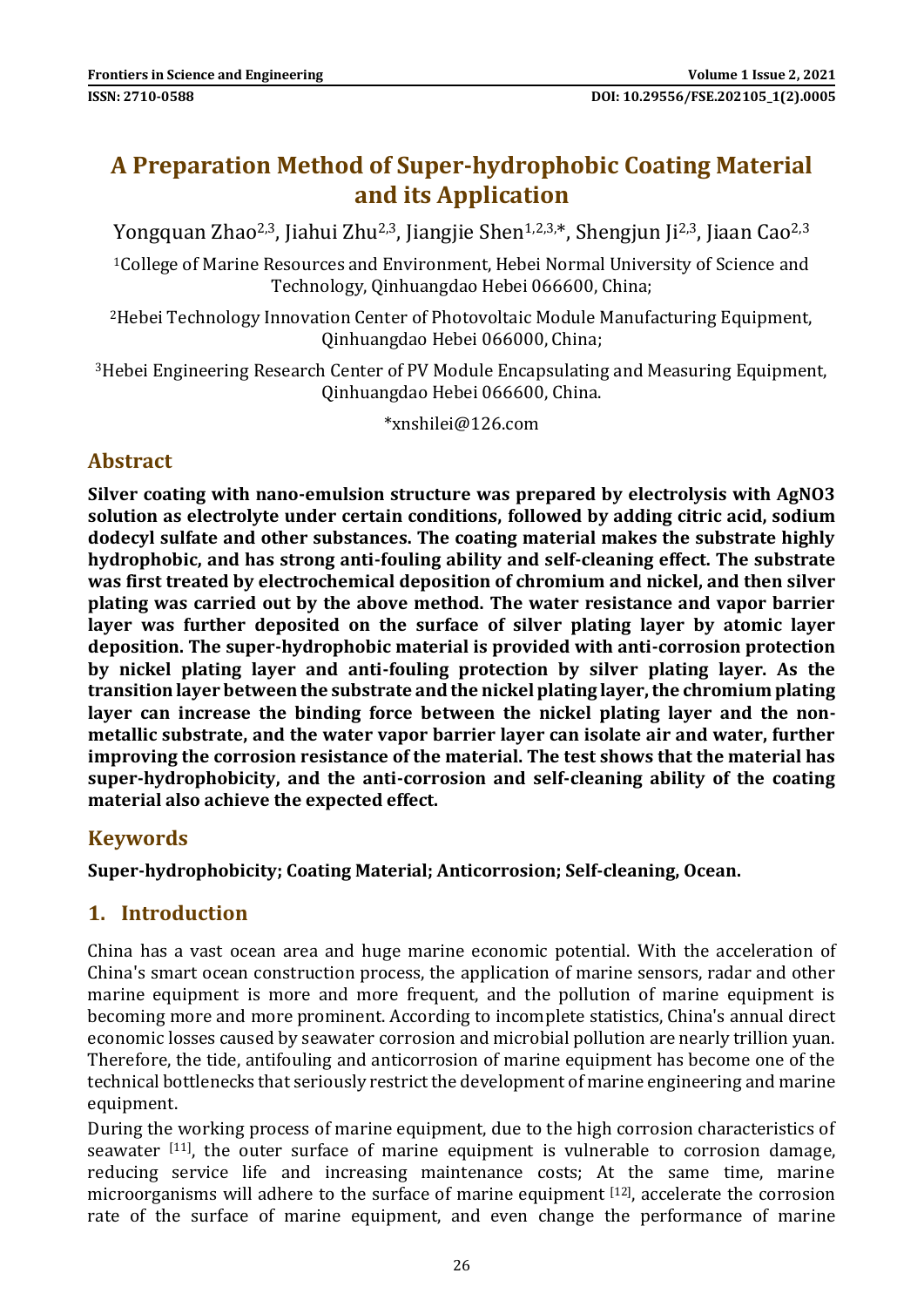# A Preparation Method of Super-hydrophobic Coating Material and its Application

Yongquan Zhao[2,3], Jiahui Zhu[2,3], Jiangjie Shen[1,2,3,*], Shengjun Ji[2,3], Jiaan Cao[2,3]

[1]College of Marine Resources and Environment, Hebei Normal University of Science and Technology, Qinhuangdao Hebei 066600, China;

[2]Hebei Technology Innovation Center of Photovoltaic Module Manufacturing Equipment, Qinhuangdao Hebei 066000, China;

[3]Hebei Engineering Research Center of PV Module Encapsulating and Measuring Equipment, Qinhuangdao Hebei 066600, China.

*xnshilei@126.com

## Abstract

**Silver coating with nano-emulsion structure was prepared by electrolysis with AgNO3 solution as electrolyte under certain conditions, followed by adding citric acid, sodium dodecyl sulfate and other substances. The coating material makes the substrate highly hydrophobic, and has strong anti-fouling ability and self-cleaning effect. The substrate was first treated by electrochemical deposition of chromium and nickel, and then silver plating was carried out by the above method. The water resistance and vapor barrier layer was further deposited on the surface of silver plating layer by atomic layer deposition. The super-hydrophobic material is provided with anti-corrosion protection by nickel plating layer and anti-fouling protection by silver plating layer. As the transition layer between the substrate and the nickel plating layer, the chromium plating layer can increase the binding force between the nickel plating layer and the non-metallic substrate, and the water vapor barrier layer can isolate air and water, further improving the corrosion resistance of the material. The test shows that the material has super-hydrophobicity, and the anti-corrosion and self-cleaning ability of the coating material also achieve the expected effect.**

## Keywords

**Super-hydrophobicity; Coating Material; Anticorrosion; Self-cleaning, Ocean.**

## 1. Introduction

China has a vast ocean area and huge marine economic potential. With the acceleration of China's smart ocean construction process, the application of marine sensors, radar and other marine equipment is more and more frequent, and the pollution of marine equipment is becoming more and more prominent. According to incomplete statistics, China's annual direct economic losses caused by seawater corrosion and microbial pollution are nearly trillion yuan. Therefore, the tide, antifouling and anticorrosion of marine equipment has become one of the technical bottlenecks that seriously restrict the development of marine engineering and marine equipment.

During the working process of marine equipment, due to the high corrosion characteristics of seawater [11], the outer surface of marine equipment is vulnerable to corrosion damage, reducing service life and increasing maintenance costs; At the same time, marine microorganisms will adhere to the surface of marine equipment [12], accelerate the corrosion rate of the surface of marine equipment, and even change the performance of marine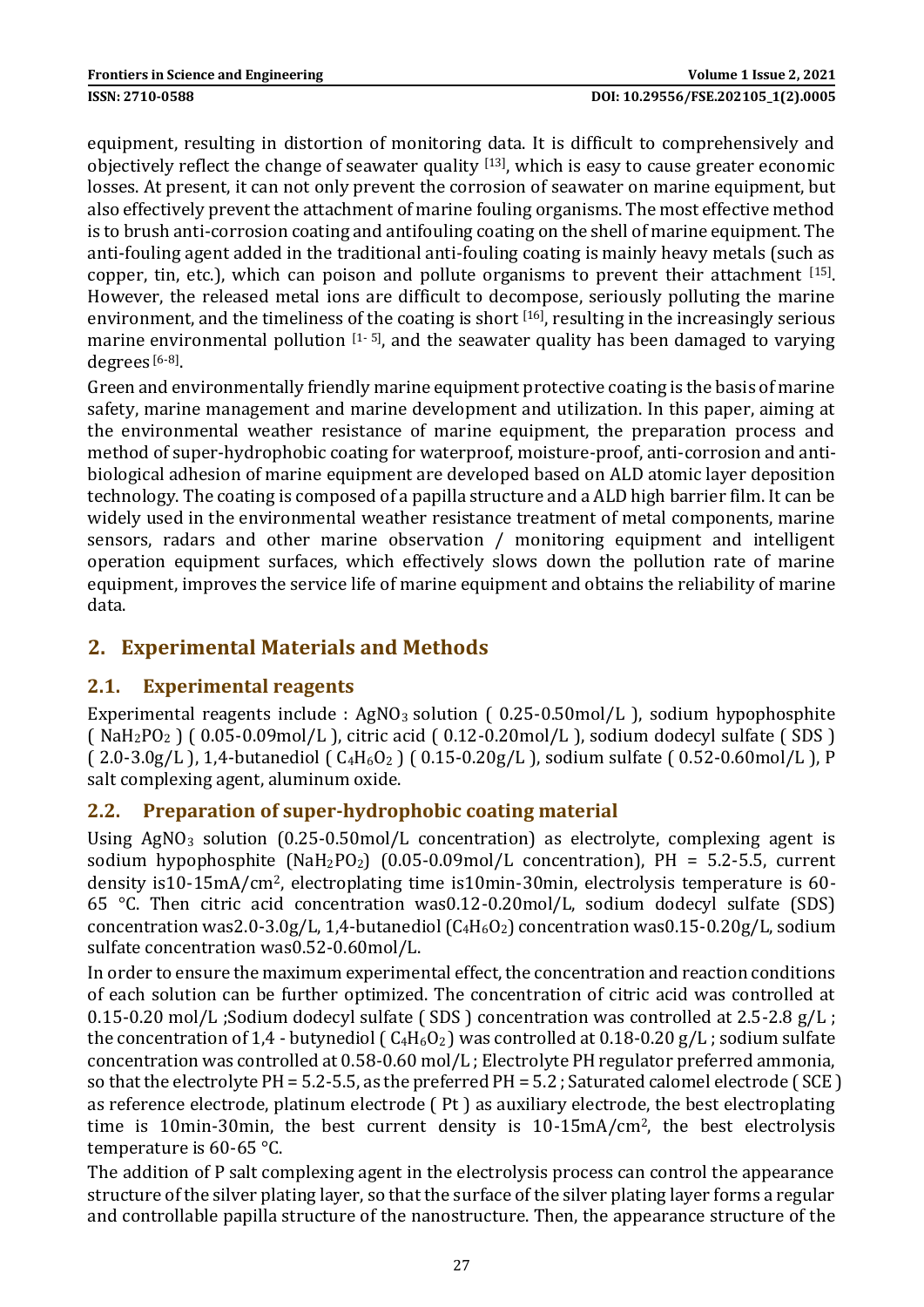equipment, resulting in distortion of monitoring data. It is difficult to comprehensively and objectively reflect the change of seawater quality [13], which is easy to cause greater economic losses. At present, it can not only prevent the corrosion of seawater on marine equipment, but also effectively prevent the attachment of marine fouling organisms. The most effective method is to brush anti-corrosion coating and antifouling coating on the shell of marine equipment. The anti-fouling agent added in the traditional anti-fouling coating is mainly heavy metals (such as copper, tin, etc.), which can poison and pollute organisms to prevent their attachment [15]. However, the released metal ions are difficult to decompose, seriously polluting the marine environment, and the timeliness of the coating is short [16], resulting in the increasingly serious marine environmental pollution [1- 5], and the seawater quality has been damaged to varying degrees [6-8].

Green and environmentally friendly marine equipment protective coating is the basis of marine safety, marine management and marine development and utilization. In this paper, aiming at the environmental weather resistance of marine equipment, the preparation process and method of super-hydrophobic coating for waterproof, moisture-proof, anti-corrosion and anti-biological adhesion of marine equipment are developed based on ALD atomic layer deposition technology. The coating is composed of a papilla structure and a ALD high barrier film. It can be widely used in the environmental weather resistance treatment of metal components, marine sensors, radars and other marine observation / monitoring equipment and intelligent operation equipment surfaces, which effectively slows down the pollution rate of marine equipment, improves the service life of marine equipment and obtains the reliability of marine data.

## 2. Experimental Materials and Methods

### 2.1. Experimental reagents

Experimental reagents include : $AgNO_3$ solution ( 0.25-0.50mol/L ), sodium hypophosphite ( $NaH_2PO_2$ ) ( 0.05-0.09mol/L ), citric acid ( 0.12-0.20mol/L ), sodium dodecyl sulfate ( SDS ) ( 2.0-3.0g/L ), 1,4-butanediol ( $C_4H_6O_2$ ) ( 0.15-0.20g/L ), sodium sulfate ( 0.52-0.60mol/L ), P salt complexing agent, aluminum oxide.

### 2.2. Preparation of super-hydrophobic coating material

Using $AgNO_3$ solution (0.25-0.50mol/L concentration) as electrolyte, complexing agent is sodium hypophosphite ($NaH_2PO_2$) (0.05-0.09mol/L concentration), PH = 5.2-5.5, current density is10-15mA/cm$^2$, electroplating time is10min-30min, electrolysis temperature is 60-65 °C. Then citric acid concentration was0.12-0.20mol/L, sodium dodecyl sulfate (SDS) concentration was2.0-3.0g/L, 1,4-butanediol ($C_4H_6O_2$) concentration was0.15-0.20g/L, sodium sulfate concentration was0.52-0.60mol/L.

In order to ensure the maximum experimental effect, the concentration and reaction conditions of each solution can be further optimized. The concentration of citric acid was controlled at 0.15-0.20 mol/L ;Sodium dodecyl sulfate ( SDS ) concentration was controlled at 2.5-2.8 g/L ; the concentration of 1,4 - butynediol ( $C_4H_6O_2$ ) was controlled at 0.18-0.20 g/L ; sodium sulfate concentration was controlled at 0.58-0.60 mol/L ; Electrolyte PH regulator preferred ammonia, so that the electrolyte PH = 5.2-5.5, as the preferred PH = 5.2 ; Saturated calomel electrode ( SCE ) as reference electrode, platinum electrode ( Pt ) as auxiliary electrode, the best electroplating time is 10min-30min, the best current density is 10-15mA/cm$^2$, the best electrolysis temperature is 60-65 °C.

The addition of P salt complexing agent in the electrolysis process can control the appearance structure of the silver plating layer, so that the surface of the silver plating layer forms a regular and controllable papilla structure of the nanostructure. Then, the appearance structure of the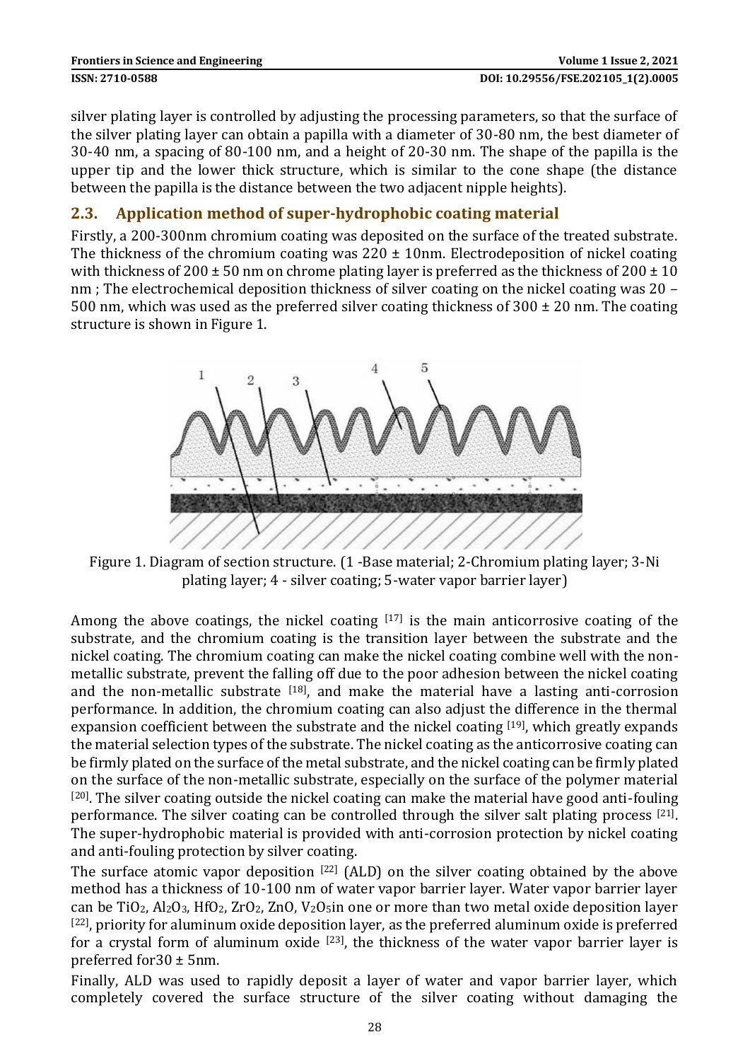silver plating layer is controlled by adjusting the processing parameters, so that the surface of the silver plating layer can obtain a papilla with a diameter of 30-80 nm, the best diameter of 30-40 nm, a spacing of 80-100 nm, and a height of 20-30 nm. The shape of the papilla is the upper tip and the lower thick structure, which is similar to the cone shape (the distance between the papilla is the distance between the two adjacent nipple heights).

## 2.3. Application method of super-hydrophobic coating material

Firstly, a 200-300nm chromium coating was deposited on the surface of the treated substrate. The thickness of the chromium coating was 220 ± 10nm. Electrodeposition of nickel coating with thickness of 200 ± 50 nm on chrome plating layer is preferred as the thickness of 200 ± 10 nm ; The electrochemical deposition thickness of silver coating on the nickel coating was 20 – 500 nm, which was used as the preferred silver coating thickness of 300 ± 20 nm. The coating structure is shown in Figure 1.

Figure 1. Diagram of section structure. (1 -Base material; 2-Chromium plating layer; 3-Ni plating layer; 4 - silver coating; 5-water vapor barrier layer)

Among the above coatings, the nickel coating [17] is the main anticorrosive coating of the substrate, and the chromium coating is the transition layer between the substrate and the nickel coating. The chromium coating can make the nickel coating combine well with the non-metallic substrate, prevent the falling off due to the poor adhesion between the nickel coating and the non-metallic substrate [18], and make the material have a lasting anti-corrosion performance. In addition, the chromium coating can also adjust the difference in the thermal expansion coefficient between the substrate and the nickel coating [19], which greatly expands the material selection types of the substrate. The nickel coating as the anticorrosive coating can be firmly plated on the surface of the metal substrate, and the nickel coating can be firmly plated on the surface of the non-metallic substrate, especially on the surface of the polymer material [20]. The silver coating outside the nickel coating can make the material have good anti-fouling performance. The silver coating can be controlled through the silver salt plating process [21]. The super-hydrophobic material is provided with anti-corrosion protection by nickel coating and anti-fouling protection by silver coating.

The surface atomic vapor deposition [22] (ALD) on the silver coating obtained by the above method has a thickness of 10-100 nm of water vapor barrier layer. Water vapor barrier layer can be $TiO_2$, $Al_2O_3$, $HfO_2$, $ZrO_2$, ZnO, $V_2O_5$in one or more than two metal oxide deposition layer [22], priority for aluminum oxide deposition layer, as the preferred aluminum oxide is preferred for a crystal form of aluminum oxide [23], the thickness of the water vapor barrier layer is preferred for30 ± 5nm.

Finally, ALD was used to rapidly deposit a layer of water and vapor barrier layer, which completely covered the surface structure of the silver coating without damaging the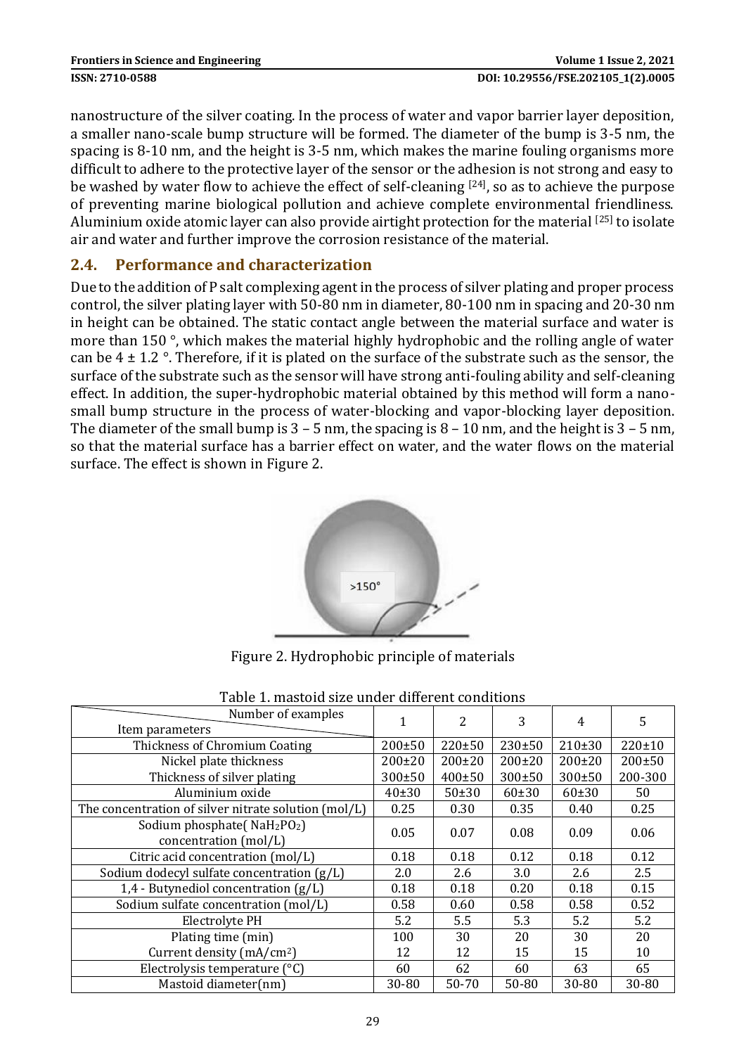nanostructure of the silver coating. In the process of water and vapor barrier layer deposition, a smaller nano-scale bump structure will be formed. The diameter of the bump is 3-5 nm, the spacing is 8-10 nm, and the height is 3-5 nm, which makes the marine fouling organisms more difficult to adhere to the protective layer of the sensor or the adhesion is not strong and easy to be washed by water flow to achieve the effect of self-cleaning [24], so as to achieve the purpose of preventing marine biological pollution and achieve complete environmental friendliness. Aluminium oxide atomic layer can also provide airtight protection for the material [25] to isolate air and water and further improve the corrosion resistance of the material.

## 2.4. Performance and characterization

Due to the addition of P salt complexing agent in the process of silver plating and proper process control, the silver plating layer with 50-80 nm in diameter, 80-100 nm in spacing and 20-30 nm in height can be obtained. The static contact angle between the material surface and water is more than 150 °, which makes the material highly hydrophobic and the rolling angle of water can be 4 ± 1.2 °. Therefore, if it is plated on the surface of the substrate such as the sensor, the surface of the substrate such as the sensor will have strong anti-fouling ability and self-cleaning effect. In addition, the super-hydrophobic material obtained by this method will form a nano-small bump structure in the process of water-blocking and vapor-blocking layer deposition. The diameter of the small bump is 3 – 5 nm, the spacing is 8 – 10 nm, and the height is 3 – 5 nm, so that the material surface has a barrier effect on water, and the water flows on the material surface. The effect is shown in Figure 2.

Figure 2. Hydrophobic principle of materials

Table 1. mastoid size under different conditions

| Item parameters \ Number of examples | 1 | 2 | 3 | 4 | 5 |
|---|---|---|---|---|---|
| Thickness of Chromium Coating | 200±50 | 220±50 | 230±50 | 210±30 | 220±10 |
| Nickel plate thickness | 200±20 | 200±20 | 200±20 | 200±20 | 200±50 |
| Thickness of silver plating | 300±50 | 400±50 | 300±50 | 300±50 | 200-300 |
| Aluminium oxide | 40±30 | 50±30 | 60±30 | 60±30 | 50 |
| The concentration of silver nitrate solution (mol/L) | 0.25 | 0.30 | 0.35 | 0.40 | 0.25 |
| Sodium phosphate( $NaH_2PO_2$) concentration (mol/L) | 0.05 | 0.07 | 0.08 | 0.09 | 0.06 |
| Citric acid concentration (mol/L) | 0.18 | 0.18 | 0.12 | 0.18 | 0.12 |
| Sodium dodecyl sulfate concentration (g/L) | 2.0 | 2.6 | 3.0 | 2.6 | 2.5 |
| 1,4 - Butynediol concentration (g/L) | 0.18 | 0.18 | 0.20 | 0.18 | 0.15 |
| Sodium sulfate concentration (mol/L) | 0.58 | 0.60 | 0.58 | 0.58 | 0.52 |
| Electrolyte PH | 5.2 | 5.5 | 5.3 | 5.2 | 5.2 |
| Plating time (min) | 100 | 30 | 20 | 30 | 20 |
| Current density ($mA/cm^2$) | 12 | 12 | 15 | 15 | 10 |
| Electrolysis temperature (°C) | 60 | 62 | 60 | 63 | 65 |
| Mastoid diameter(nm) | 30-80 | 50-70 | 50-80 | 30-80 | 30-80 |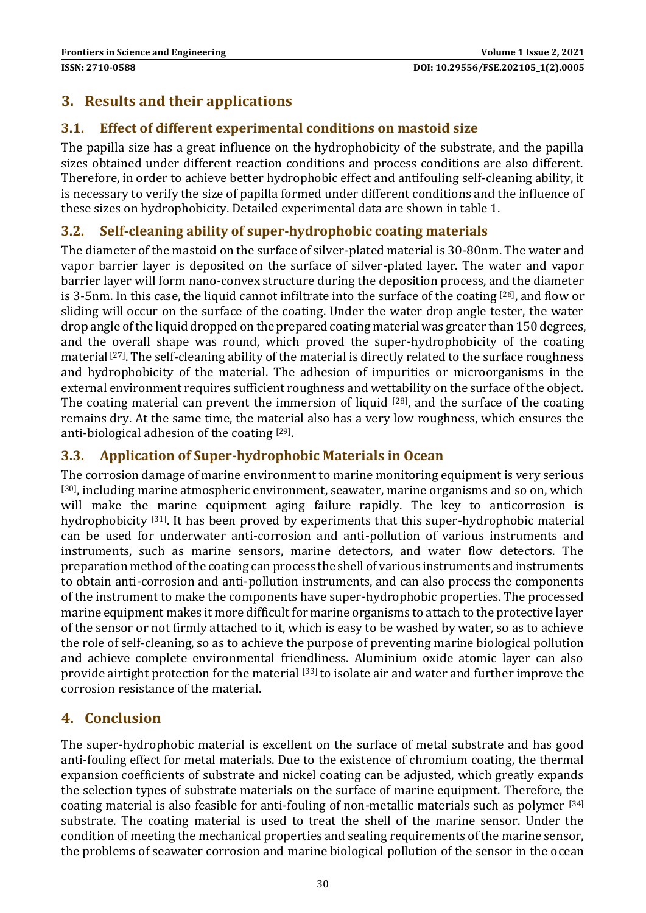## 3. Results and their applications

### 3.1. Effect of different experimental conditions on mastoid size

The papilla size has a great influence on the hydrophobicity of the substrate, and the papilla sizes obtained under different reaction conditions and process conditions are also different. Therefore, in order to achieve better hydrophobic effect and antifouling self-cleaning ability, it is necessary to verify the size of papilla formed under different conditions and the influence of these sizes on hydrophobicity. Detailed experimental data are shown in table 1.

### 3.2. Self-cleaning ability of super-hydrophobic coating materials

The diameter of the mastoid on the surface of silver-plated material is 30-80nm. The water and vapor barrier layer is deposited on the surface of silver-plated layer. The water and vapor barrier layer will form nano-convex structure during the deposition process, and the diameter is 3-5nm. In this case, the liquid cannot infiltrate into the surface of the coating [26], and flow or sliding will occur on the surface of the coating. Under the water drop angle tester, the water drop angle of the liquid dropped on the prepared coating material was greater than 150 degrees, and the overall shape was round, which proved the super-hydrophobicity of the coating material [27]. The self-cleaning ability of the material is directly related to the surface roughness and hydrophobicity of the material. The adhesion of impurities or microorganisms in the external environment requires sufficient roughness and wettability on the surface of the object. The coating material can prevent the immersion of liquid [28], and the surface of the coating remains dry. At the same time, the material also has a very low roughness, which ensures the anti-biological adhesion of the coating [29].

### 3.3. Application of Super-hydrophobic Materials in Ocean

The corrosion damage of marine environment to marine monitoring equipment is very serious [30], including marine atmospheric environment, seawater, marine organisms and so on, which will make the marine equipment aging failure rapidly. The key to anticorrosion is hydrophobicity [31]. It has been proved by experiments that this super-hydrophobic material can be used for underwater anti-corrosion and anti-pollution of various instruments and instruments, such as marine sensors, marine detectors, and water flow detectors. The preparation method of the coating can process the shell of various instruments and instruments to obtain anti-corrosion and anti-pollution instruments, and can also process the components of the instrument to make the components have super-hydrophobic properties. The processed marine equipment makes it more difficult for marine organisms to attach to the protective layer of the sensor or not firmly attached to it, which is easy to be washed by water, so as to achieve the role of self-cleaning, so as to achieve the purpose of preventing marine biological pollution and achieve complete environmental friendliness. Aluminium oxide atomic layer can also provide airtight protection for the material [33] to isolate air and water and further improve the corrosion resistance of the material.

## 4. Conclusion

The super-hydrophobic material is excellent on the surface of metal substrate and has good anti-fouling effect for metal materials. Due to the existence of chromium coating, the thermal expansion coefficients of substrate and nickel coating can be adjusted, which greatly expands the selection types of substrate materials on the surface of marine equipment. Therefore, the coating material is also feasible for anti-fouling of non-metallic materials such as polymer [34] substrate. The coating material is used to treat the shell of the marine sensor. Under the condition of meeting the mechanical properties and sealing requirements of the marine sensor, the problems of seawater corrosion and marine biological pollution of the sensor in the ocean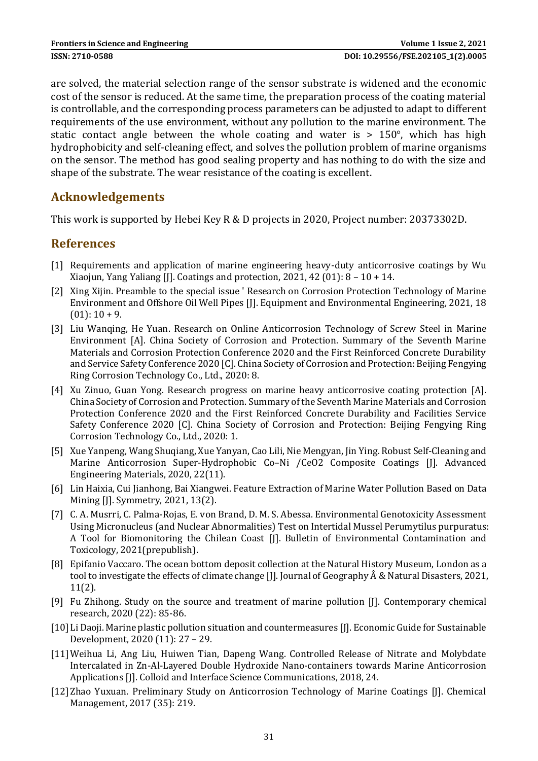are solved, the material selection range of the sensor substrate is widened and the economic cost of the sensor is reduced. At the same time, the preparation process of the coating material is controllable, and the corresponding process parameters can be adjusted to adapt to different requirements of the use environment, without any pollution to the marine environment. The static contact angle between the whole coating and water is > 150°, which has high hydrophobicity and self-cleaning effect, and solves the pollution problem of marine organisms on the sensor. The method has good sealing property and has nothing to do with the size and shape of the substrate. The wear resistance of the coating is excellent.

## Acknowledgements

This work is supported by Hebei Key R & D projects in 2020, Project number: 20373302D.

## References

[1] Requirements and application of marine engineering heavy-duty anticorrosive coatings by Wu Xiaojun, Yang Yaliang [J]. Coatings and protection, 2021, 42 (01): 8 – 10 + 14.

[2] Xing Xijin. Preamble to the special issue ' Research on Corrosion Protection Technology of Marine Environment and Offshore Oil Well Pipes [J]. Equipment and Environmental Engineering, 2021, 18 (01): 10 + 9.

[3] Liu Wanqing, He Yuan. Research on Online Anticorrosion Technology of Screw Steel in Marine Environment [A]. China Society of Corrosion and Protection. Summary of the Seventh Marine Materials and Corrosion Protection Conference 2020 and the First Reinforced Concrete Durability and Service Safety Conference 2020 [C]. China Society of Corrosion and Protection: Beijing Fengying Ring Corrosion Technology Co., Ltd., 2020: 8.

[4] Xu Zinuo, Guan Yong. Research progress on marine heavy anticorrosive coating protection [A]. China Society of Corrosion and Protection. Summary of the Seventh Marine Materials and Corrosion Protection Conference 2020 and the First Reinforced Concrete Durability and Facilities Service Safety Conference 2020 [C]. China Society of Corrosion and Protection: Beijing Fengying Ring Corrosion Technology Co., Ltd., 2020: 1.

[5] Xue Yanpeng, Wang Shuqiang, Xue Yanyan, Cao Lili, Nie Mengyan, Jin Ying. Robust Self-Cleaning and Marine Anticorrosion Super-Hydrophobic Co–Ni /CeO2 Composite Coatings [J]. Advanced Engineering Materials, 2020, 22(11).

[6] Lin Haixia, Cui Jianhong, Bai Xiangwei. Feature Extraction of Marine Water Pollution Based on Data Mining [J]. Symmetry, 2021, 13(2).

[7] C. A. Musrri, C. Palma-Rojas, E. von Brand, D. M. S. Abessa. Environmental Genotoxicity Assessment Using Micronucleus (and Nuclear Abnormalities) Test on Intertidal Mussel Perumytilus purpuratus: A Tool for Biomonitoring the Chilean Coast [J]. Bulletin of Environmental Contamination and Toxicology, 2021(prepublish).

[8] Epifanio Vaccaro. The ocean bottom deposit collection at the Natural History Museum, London as a tool to investigate the effects of climate change [J]. Journal of Geography Â & Natural Disasters, 2021, 11(2).

[9] Fu Zhihong. Study on the source and treatment of marine pollution [J]. Contemporary chemical research, 2020 (22): 85-86.

[10] Li Daoji. Marine plastic pollution situation and countermeasures [J]. Economic Guide for Sustainable Development, 2020 (11): 27 – 29.

[11] Weihua Li, Ang Liu, Huiwen Tian, Dapeng Wang. Controlled Release of Nitrate and Molybdate Intercalated in Zn-Al-Layered Double Hydroxide Nano-containers towards Marine Anticorrosion Applications [J]. Colloid and Interface Science Communications, 2018, 24.

[12] Zhao Yuxuan. Preliminary Study on Anticorrosion Technology of Marine Coatings [J]. Chemical Management, 2017 (35): 219.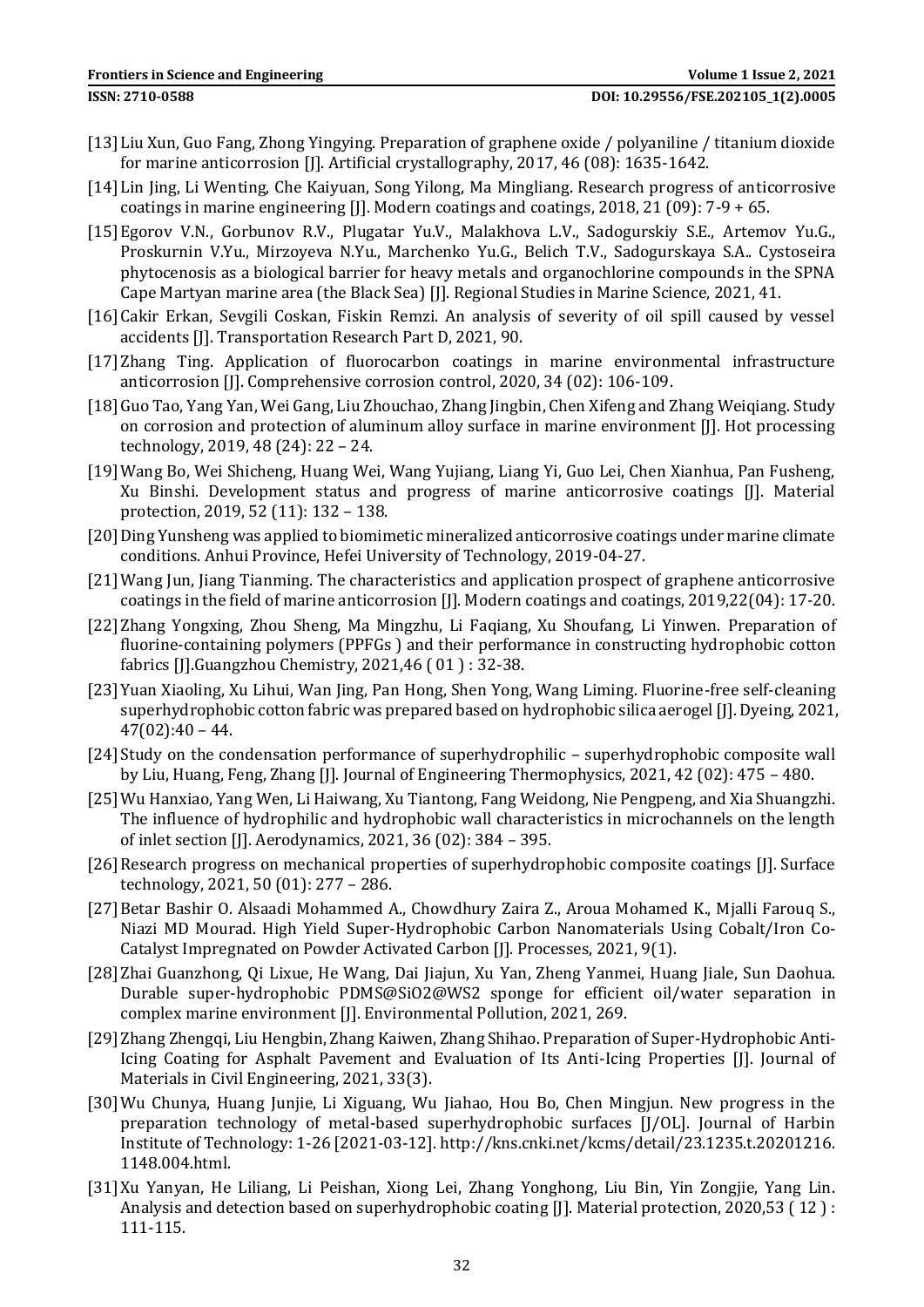[13] Liu Xun, Guo Fang, Zhong Yingying. Preparation of graphene oxide / polyaniline / titanium dioxide for marine anticorrosion [J]. Artificial crystallography, 2017, 46 (08): 1635-1642.

[14] Lin Jing, Li Wenting, Che Kaiyuan, Song Yilong, Ma Mingliang. Research progress of anticorrosive coatings in marine engineering [J]. Modern coatings and coatings, 2018, 21 (09): 7-9 + 65.

[15] Egorov V.N., Gorbunov R.V., Plugatar Yu.V., Malakhova L.V., Sadogurskiy S.E., Artemov Yu.G., Proskurnin V.Yu., Mirzoyeva N.Yu., Marchenko Yu.G., Belich T.V., Sadogurskaya S.A.. Cystoseira phytocenosis as a biological barrier for heavy metals and organochlorine compounds in the SPNA Cape Martyan marine area (the Black Sea) [J]. Regional Studies in Marine Science, 2021, 41.

[16] Cakir Erkan, Sevgili Coskan, Fiskin Remzi. An analysis of severity of oil spill caused by vessel accidents [J]. Transportation Research Part D, 2021, 90.

[17] Zhang Ting. Application of fluorocarbon coatings in marine environmental infrastructure anticorrosion [J]. Comprehensive corrosion control, 2020, 34 (02): 106-109.

[18] Guo Tao, Yang Yan, Wei Gang, Liu Zhouchao, Zhang Jingbin, Chen Xifeng and Zhang Weiqiang. Study on corrosion and protection of aluminum alloy surface in marine environment [J]. Hot processing technology, 2019, 48 (24): 22 – 24.

[19] Wang Bo, Wei Shicheng, Huang Wei, Wang Yujiang, Liang Yi, Guo Lei, Chen Xianhua, Pan Fusheng, Xu Binshi. Development status and progress of marine anticorrosive coatings [J]. Material protection, 2019, 52 (11): 132 – 138.

[20] Ding Yunsheng was applied to biomimetic mineralized anticorrosive coatings under marine climate conditions. Anhui Province, Hefei University of Technology, 2019-04-27.

[21] Wang Jun, Jiang Tianming. The characteristics and application prospect of graphene anticorrosive coatings in the field of marine anticorrosion [J]. Modern coatings and coatings, 2019,22(04): 17-20.

[22] Zhang Yongxing, Zhou Sheng, Ma Mingzhu, Li Faqiang, Xu Shoufang, Li Yinwen. Preparation of fluorine-containing polymers (PPFGs ) and their performance in constructing hydrophobic cotton fabrics [J].Guangzhou Chemistry, 2021,46 ( 01 ) : 32-38.

[23] Yuan Xiaoling, Xu Lihui, Wan Jing, Pan Hong, Shen Yong, Wang Liming. Fluorine-free self-cleaning superhydrophobic cotton fabric was prepared based on hydrophobic silica aerogel [J]. Dyeing, 2021, 47(02):40 – 44.

[24] Study on the condensation performance of superhydrophilic – superhydrophobic composite wall by Liu, Huang, Feng, Zhang [J]. Journal of Engineering Thermophysics, 2021, 42 (02): 475 – 480.

[25] Wu Hanxiao, Yang Wen, Li Haiwang, Xu Tiantong, Fang Weidong, Nie Pengpeng, and Xia Shuangzhi. The influence of hydrophilic and hydrophobic wall characteristics in microchannels on the length of inlet section [J]. Aerodynamics, 2021, 36 (02): 384 – 395.

[26] Research progress on mechanical properties of superhydrophobic composite coatings [J]. Surface technology, 2021, 50 (01): 277 – 286.

[27] Betar Bashir O. Alsaadi Mohammed A., Chowdhury Zaira Z., Aroua Mohamed K., Mjalli Farouq S., Niazi MD Mourad. High Yield Super-Hydrophobic Carbon Nanomaterials Using Cobalt/Iron Co-Catalyst Impregnated on Powder Activated Carbon [J]. Processes, 2021, 9(1).

[28] Zhai Guanzhong, Qi Lixue, He Wang, Dai Jiajun, Xu Yan, Zheng Yanmei, Huang Jiale, Sun Daohua. Durable super-hydrophobic PDMS@SiO2@WS2 sponge for efficient oil/water separation in complex marine environment [J]. Environmental Pollution, 2021, 269.

[29] Zhang Zhengqi, Liu Hengbin, Zhang Kaiwen, Zhang Shihao. Preparation of Super-Hydrophobic Anti-Icing Coating for Asphalt Pavement and Evaluation of Its Anti-Icing Properties [J]. Journal of Materials in Civil Engineering, 2021, 33(3).

[30] Wu Chunya, Huang Junjie, Li Xiguang, Wu Jiahao, Hou Bo, Chen Mingjun. New progress in the preparation technology of metal-based superhydrophobic surfaces [J/OL]. Journal of Harbin Institute of Technology: 1-26 [2021-03-12]. http://kns.cnki.net/kcms/detail/23.1235.t.20201216.1148.004.html.

[31] Xu Yanyan, He Liliang, Li Peishan, Xiong Lei, Zhang Yonghong, Liu Bin, Yin Zongjie, Yang Lin. Analysis and detection based on superhydrophobic coating [J]. Material protection, 2020,53 ( 12 ) : 111-115.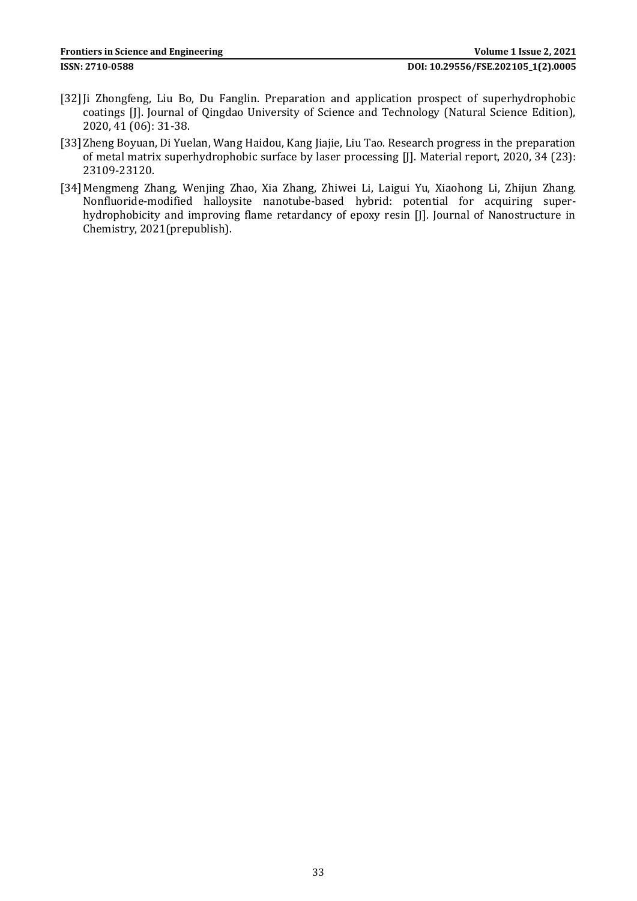[32] Ji Zhongfeng, Liu Bo, Du Fanglin. Preparation and application prospect of superhydrophobic coatings [J]. Journal of Qingdao University of Science and Technology (Natural Science Edition), 2020, 41 (06): 31-38.

[33] Zheng Boyuan, Di Yuelan, Wang Haidou, Kang Jiajie, Liu Tao. Research progress in the preparation of metal matrix superhydrophobic surface by laser processing [J]. Material report, 2020, 34 (23): 23109-23120.

[34] Mengmeng Zhang, Wenjing Zhao, Xia Zhang, Zhiwei Li, Laigui Yu, Xiaohong Li, Zhijun Zhang. Nonfluoride-modified halloysite nanotube-based hybrid: potential for acquiring super-hydrophobicity and improving flame retardancy of epoxy resin [J]. Journal of Nanostructure in Chemistry, 2021(prepublish).